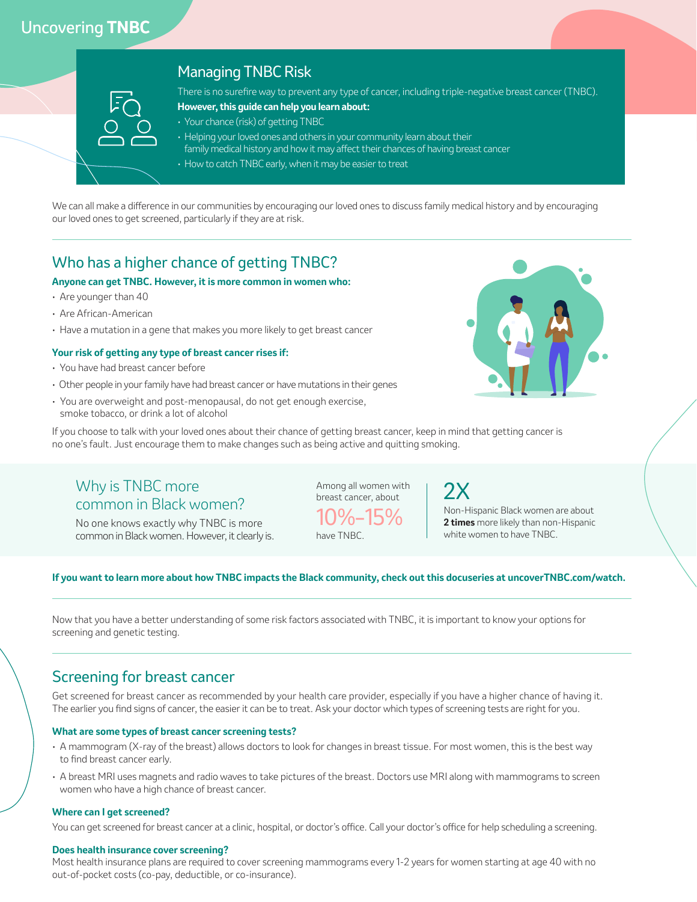Uncovering **TNBC**

## Managing TNBC Risk

There is no surefire way to prevent any type of cancer, including triple-negative breast cancer (TNBC).

**However, this guide can help you learn about:**

- Your chance (risk) of getting TNBC
- Helping your loved ones and others in your community learn about their family medical history and how it may affect their chances of having breast cancer
- How to catch TNBC early, when it may be easier to treat

We can all make a difference in our communities by encouraging our loved ones to discuss family medical history and by encouraging our loved ones to get screened, particularly if they are at risk.

## Who has a higher chance of getting TNBC?

**Anyone can get TNBC. However, it is more common in women who:**

- Are younger than 40
- Are African-American
- Have a mutation in a gene that makes you more likely to get breast cancer

**Your risk of getting any type of breast cancer rises if:**

- You have had breast cancer before
- Other people in your family have had breast cancer or have mutations in their genes
- You are overweight and post-menopausal, do not get enough exercise, smoke tobacco, or drink a lot of alcohol

If you choose to talk with your loved ones about their chance of getting breast cancer, keep in mind that getting cancer is no one's fault. Just encourage them to make changes such as being active and quitting smoking.

## Why is TNBC more common in Black women?

No one knows exactly why TNBC is more common in Black women. However, it clearly is.

Among all women with breast cancer, about **10%–15%** have TNBC.

**2X**

Non-Hispanic Black women are about **2 times** more likely than non-Hispanic white women to have TNBC.

**If you want to learn more about how TNBC impacts the Black community, check out this docuseries at uncoverTNBC.com/watch.**

Now that you have a better understanding of some risk factors associated with TNBC, it is important to know your options for screening and genetic testing.

## Screening for breast cancer

Get screened for breast cancer as recommended by your health care provider, especially if you have a higher chance of having it. The earlier you find signs of cancer, the easier it can be to treat. Ask your doctor which types of screening tests are right for you.

**What are some types of breast cancer screening tests?**

- A mammogram (X-ray of the breast) allows doctors to look for changes in breast tissue. For most women, this is the best way to find breast cancer early.
- A breast MRI uses magnets and radio waves to take pictures of the breast. Doctors use MRI along with mammograms to screen women who have a high chance of breast cancer.

**Where can I get screened?**

You can get screened for breast cancer at a clinic, hospital, or doctor's office. Call your doctor's office for help scheduling a screening.

**Does health insurance cover screening?**

Most health insurance plans are required to cover screening mammograms every 1-2 years for women starting at age 40 with no out-of-pocket costs (co-pay, deductible, or co-insurance).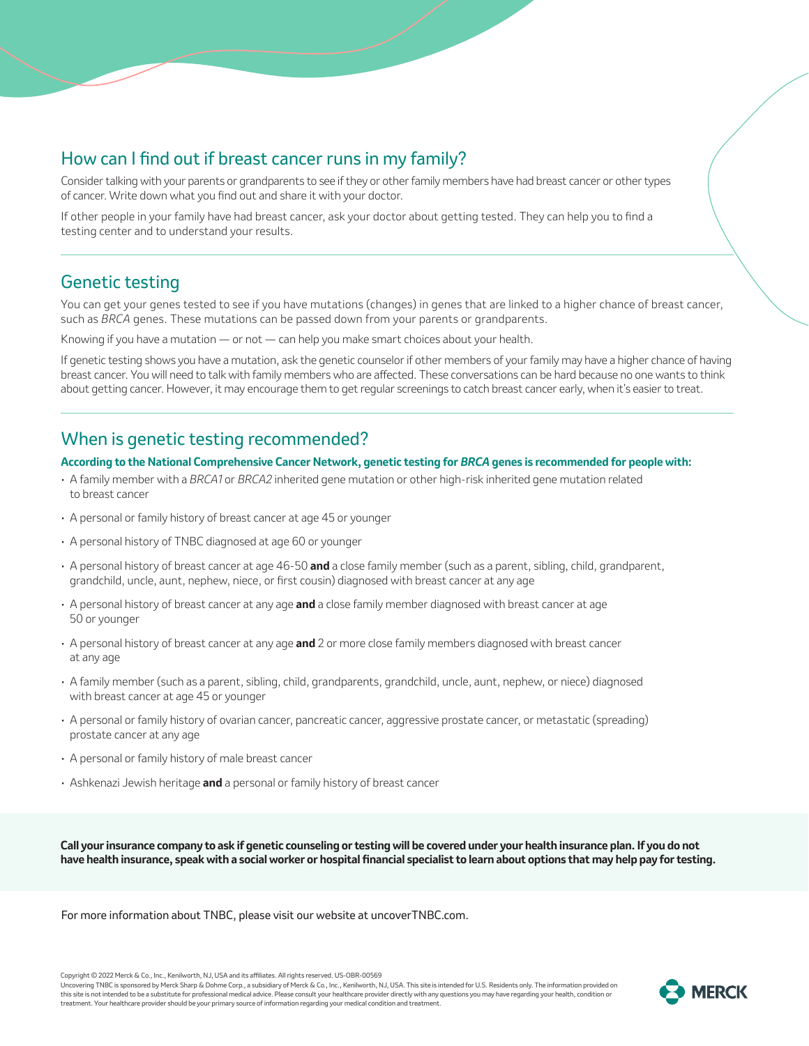## How can I find out if breast cancer runs in my family?

Consider talking with your parents or grandparents to see if they or other family members have had breast cancer or other types of cancer. Write down what you find out and share it with your doctor.

If other people in your family have had breast cancer, ask your doctor about getting tested. They can help you to find a testing center and to understand your results.

## Genetic testing

You can get your genes tested to see if you have mutations (changes) in genes that are linked to a higher chance of breast cancer, such as *BRCA* genes. These mutations can be passed down from your parents or grandparents.

Knowing if you have a mutation — or not — can help you make smart choices about your health.

If genetic testing shows you have a mutation, ask the genetic counselor if other members of your family may have a higher chance of having breast cancer. You will need to talk with family members who are affected. These conversations can be hard because no one wants to think about getting cancer. However, it may encourage them to get regular screenings to catch breast cancer early, when it's easier to treat.

## When is genetic testing recommended?

**According to the National Comprehensive Cancer Network, genetic testing for *BRCA* genes is recommended for people with:**

- A family member with a *BRCA1* or *BRCA2* inherited gene mutation or other high-risk inherited gene mutation related to breast cancer
- A personal or family history of breast cancer at age 45 or younger
- A personal history of TNBC diagnosed at age 60 or younger
- A personal history of breast cancer at age 46-50 **and** a close family member (such as a parent, sibling, child, grandparent, grandchild, uncle, aunt, nephew, niece, or first cousin) diagnosed with breast cancer at any age
- A personal history of breast cancer at any age **and** a close family member diagnosed with breast cancer at age 50 or younger
- A personal history of breast cancer at any age **and** 2 or more close family members diagnosed with breast cancer at any age
- A family member (such as a parent, sibling, child, grandparents, grandchild, uncle, aunt, nephew, or niece) diagnosed with breast cancer at age 45 or younger
- A personal or family history of ovarian cancer, pancreatic cancer, aggressive prostate cancer, or metastatic (spreading) prostate cancer at any age
- A personal or family history of male breast cancer
- Ashkenazi Jewish heritage **and** a personal or family history of breast cancer

**Call your insurance company to ask if genetic counseling or testing will be covered under your health insurance plan. If you do not have health insurance, speak with a social worker or hospital financial specialist to learn about options that may help pay for testing.**

For more information about TNBC, please visit our website at uncoverTNBC.com.

Copyright © 2022 Merck & Co., Inc., Kenilworth, NJ, USA and its affiliates. All rights reserved. US-OBR-00569
Uncovering TNBC is sponsored by Merck Sharp & Dohme Corp., a subsidiary of Merck & Co., Inc., Kenilworth, NJ, USA. This site is intended for U.S. Residents only. The information provided on this site is not intended to be a substitute for professional medical advice. Please consult your healthcare provider directly with any questions you may have regarding your health, condition or treatment. Your healthcare provider should be your primary source of information regarding your medical condition and treatment.

MERCK